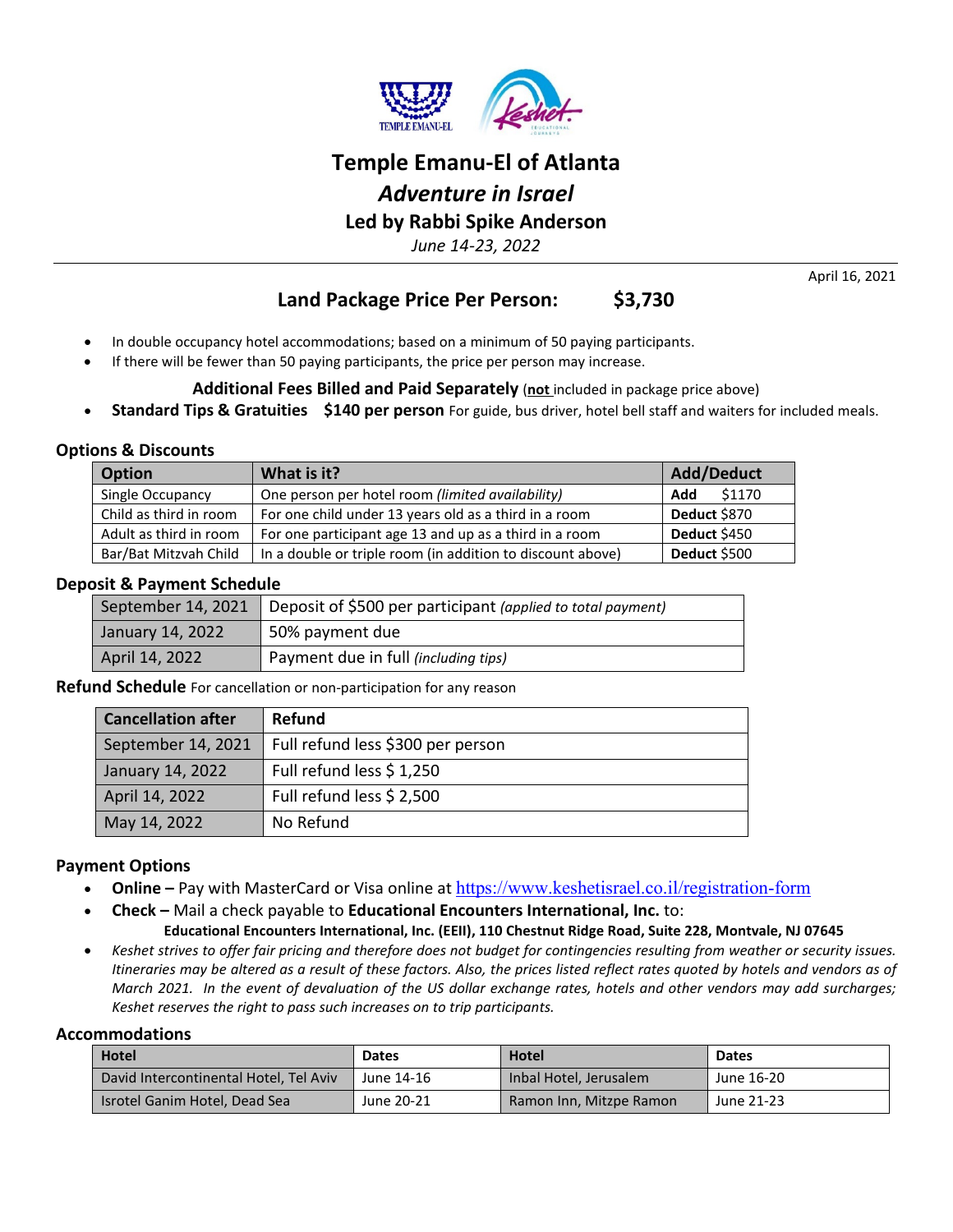# Temple Emanu-El of Atlanta

## *Adventure in Israel*

### Led by Rabbi Spike Anderson

*June 14-23, 2022*

April 16, 2021

## Land Package Price Per Person: $3,730

- In double occupancy hotel accommodations; based on a minimum of 50 paying participants.
- If there will be fewer than 50 paying participants, the price per person may increase.

**Additional Fees Billed and Paid Separately** (**not** included in package price above)

- **Standard Tips & Gratuities $140 per person** For guide, bus driver, hotel bell staff and waiters for included meals.

### Options & Discounts

| Option | What is it? | Add/Deduct |
|---|---|---|
| Single Occupancy | One person per hotel room *(limited availability)* | **Add** $1170 |
| Child as third in room | For one child under 13 years old as a third in a room | **Deduct** $870 |
| Adult as third in room | For one participant age 13 and up as a third in a room | **Deduct** $450 |
| Bar/Bat Mitzvah Child | In a double or triple room (in addition to discount above) | **Deduct** $500 |

### Deposit & Payment Schedule

| | |
|---|---|
| September 14, 2021 | Deposit of $500 per participant *(applied to total payment)* |
| January 14, 2022 | 50% payment due |
| April 14, 2022 | Payment due in full *(including tips)* |

**Refund Schedule** For cancellation or non-participation for any reason

| Cancellation after | Refund |
|---|---|
| September 14, 2021 | Full refund less $300 per person |
| January 14, 2022 | Full refund less $ 1,250 |
| April 14, 2022 | Full refund less $ 2,500 |
| May 14, 2022 | No Refund |

### Payment Options

- **Online –** Pay with MasterCard or Visa online at https://www.keshetisrael.co.il/registration-form
- **Check –** Mail a check payable to **Educational Encounters International, Inc.** to:
  **Educational Encounters International, Inc. (EEII), 110 Chestnut Ridge Road, Suite 228, Montvale, NJ 07645**
- *Keshet strives to offer fair pricing and therefore does not budget for contingencies resulting from weather or security issues. Itineraries may be altered as a result of these factors. Also, the prices listed reflect rates quoted by hotels and vendors as of March 2021. In the event of devaluation of the US dollar exchange rates, hotels and other vendors may add surcharges; Keshet reserves the right to pass such increases on to trip participants.*

### Accommodations

| Hotel | Dates | Hotel | Dates |
|---|---|---|---|
| David Intercontinental Hotel, Tel Aviv | June 14-16 | Inbal Hotel, Jerusalem | June 16-20 |
| Isrotel Ganim Hotel, Dead Sea | June 20-21 | Ramon Inn, Mitzpe Ramon | June 21-23 |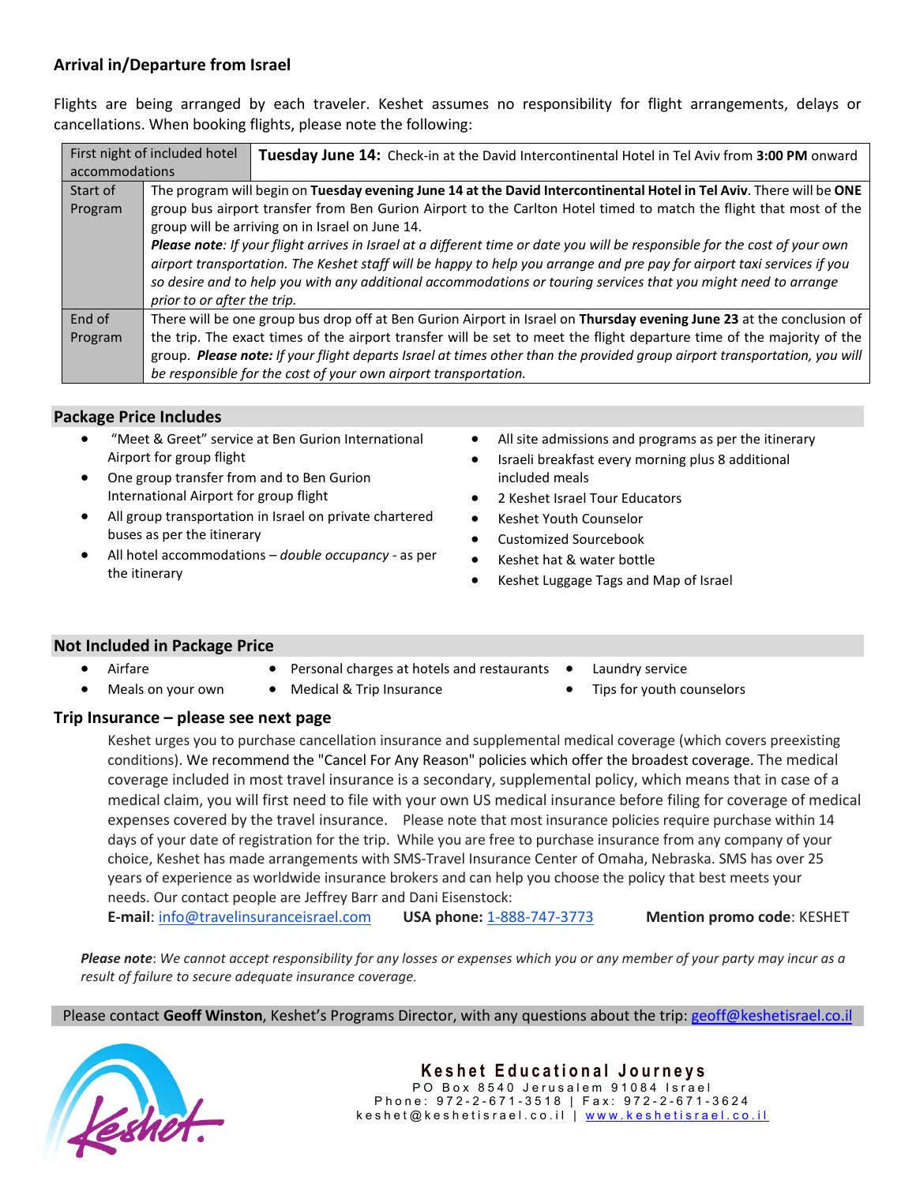## Arrival in/Departure from Israel

Flights are being arranged by each traveler. Keshet assumes no responsibility for flight arrangements, delays or cancellations. When booking flights, please note the following:

| | |
|---|---|
| First night of included hotel accommodations | **Tuesday June 14:** Check-in at the David Intercontinental Hotel in Tel Aviv from **3:00 PM** onward |
| Start of Program | The program will begin on **Tuesday evening June 14 at the David Intercontinental Hotel in Tel Aviv**. There will be **ONE** group bus airport transfer from Ben Gurion Airport to the Carlton Hotel timed to match the flight that most of the group will be arriving on in Israel on June 14. ***Please note****: If your flight arrives in Israel at a different time or date you will be responsible for the cost of your own airport transportation. The Keshet staff will be happy to help you arrange and pre pay for airport taxi services if you so desire and to help you with any additional accommodations or touring services that you might need to arrange prior to or after the trip.* |
| End of Program | There will be one group bus drop off at Ben Gurion Airport in Israel on **Thursday evening June 23** at the conclusion of the trip. The exact times of the airport transfer will be set to meet the flight departure time of the majority of the group. ***Please note:*** *If your flight departs Israel at times other than the provided group airport transportation, you will be responsible for the cost of your own airport transportation.* |

## Package Price Includes

- "Meet & Greet" service at Ben Gurion International Airport for group flight
- One group transfer from and to Ben Gurion International Airport for group flight
- All group transportation in Israel on private chartered buses as per the itinerary
- All hotel accommodations – *double occupancy* - as per the itinerary
- All site admissions and programs as per the itinerary
- Israeli breakfast every morning plus 8 additional included meals
- 2 Keshet Israel Tour Educators
- Keshet Youth Counselor
- Customized Sourcebook
- Keshet hat & water bottle
- Keshet Luggage Tags and Map of Israel

## Not Included in Package Price

- Airfare
- Meals on your own
- Personal charges at hotels and restaurants
- Medical & Trip Insurance
- Laundry service
- Tips for youth counselors

## Trip Insurance – please see next page

Keshet urges you to purchase cancellation insurance and supplemental medical coverage (which covers preexisting conditions). We recommend the "Cancel For Any Reason" policies which offer the broadest coverage. The medical coverage included in most travel insurance is a secondary, supplemental policy, which means that in case of a medical claim, you will first need to file with your own US medical insurance before filing for coverage of medical expenses covered by the travel insurance. Please note that most insurance policies require purchase within 14 days of your date of registration for the trip. While you are free to purchase insurance from any company of your choice, Keshet has made arrangements with SMS-Travel Insurance Center of Omaha, Nebraska. SMS has over 25 years of experience as worldwide insurance brokers and can help you choose the policy that best meets your needs. Our contact people are Jeffrey Barr and Dani Eisenstock:

**E-mail**: info@travelinsuranceisrael.com **USA phone:** 1-888-747-3773 **Mention promo code**: KESHET

***Please note****: We cannot accept responsibility for any losses or expenses which you or any member of your party may incur as a result of failure to secure adequate insurance coverage.*

Please contact **Geoff Winston**, Keshet's Programs Director, with any questions about the trip: geoff@keshetisrael.co.il

**Keshet Educational Journeys**
PO Box 8540 Jerusalem 91084 Israel
Phone: 972-2-671-3518 | Fax: 972-2-671-3624
keshet@keshetisrael.co.il | www.keshetisrael.co.il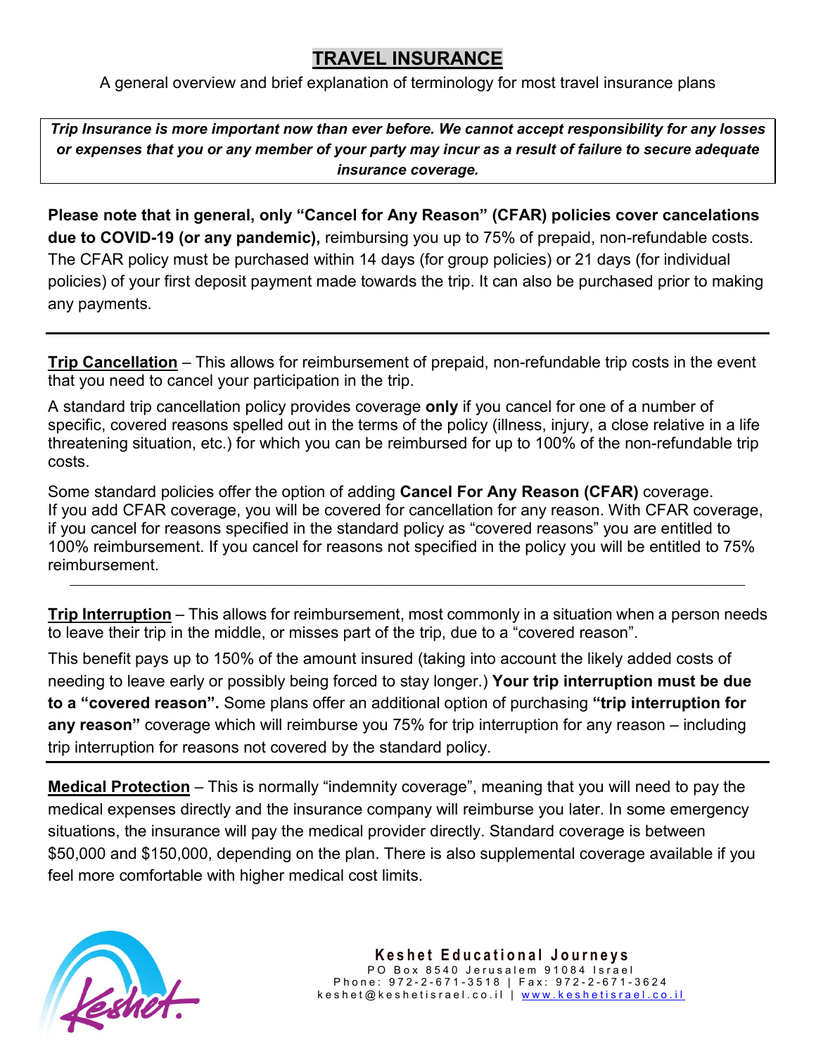# TRAVEL INSURANCE

A general overview and brief explanation of terminology for most travel insurance plans

***Trip Insurance is more important now than ever before. We cannot accept responsibility for any losses or expenses that you or any member of your party may incur as a result of failure to secure adequate insurance coverage.***

**Please note that in general, only "Cancel for Any Reason" (CFAR) policies cover cancelations due to COVID-19 (or any pandemic),** reimbursing you up to 75% of prepaid, non-refundable costs. The CFAR policy must be purchased within 14 days (for group policies) or 21 days (for individual policies) of your first deposit payment made towards the trip. It can also be purchased prior to making any payments.

---

**Trip Cancellation** – This allows for reimbursement of prepaid, non-refundable trip costs in the event that you need to cancel your participation in the trip.

A standard trip cancellation policy provides coverage **only** if you cancel for one of a number of specific, covered reasons spelled out in the terms of the policy (illness, injury, a close relative in a life threatening situation, etc.) for which you can be reimbursed for up to 100% of the non-refundable trip costs.

Some standard policies offer the option of adding **Cancel For Any Reason (CFAR)** coverage. If you add CFAR coverage, you will be covered for cancellation for any reason. With CFAR coverage, if you cancel for reasons specified in the standard policy as "covered reasons" you are entitled to 100% reimbursement. If you cancel for reasons not specified in the policy you will be entitled to 75% reimbursement.

---

**Trip Interruption** – This allows for reimbursement, most commonly in a situation when a person needs to leave their trip in the middle, or misses part of the trip, due to a "covered reason".

This benefit pays up to 150% of the amount insured (taking into account the likely added costs of needing to leave early or possibly being forced to stay longer.) **Your trip interruption must be due to a "covered reason".** Some plans offer an additional option of purchasing **"trip interruption for any reason"** coverage which will reimburse you 75% for trip interruption for any reason – including trip interruption for reasons not covered by the standard policy.

---

**Medical Protection** – This is normally "indemnity coverage", meaning that you will need to pay the medical expenses directly and the insurance company will reimburse you later. In some emergency situations, the insurance will pay the medical provider directly. Standard coverage is between $50,000 and $150,000, depending on the plan. There is also supplemental coverage available if you feel more comfortable with higher medical cost limits.

**Keshet Educational Journeys**
PO Box 8540 Jerusalem 91084 Israel
Phone: 972-2-671-3518 | Fax: 972-2-671-3624
keshet@keshetisrael.co.il | www.keshetisrael.co.il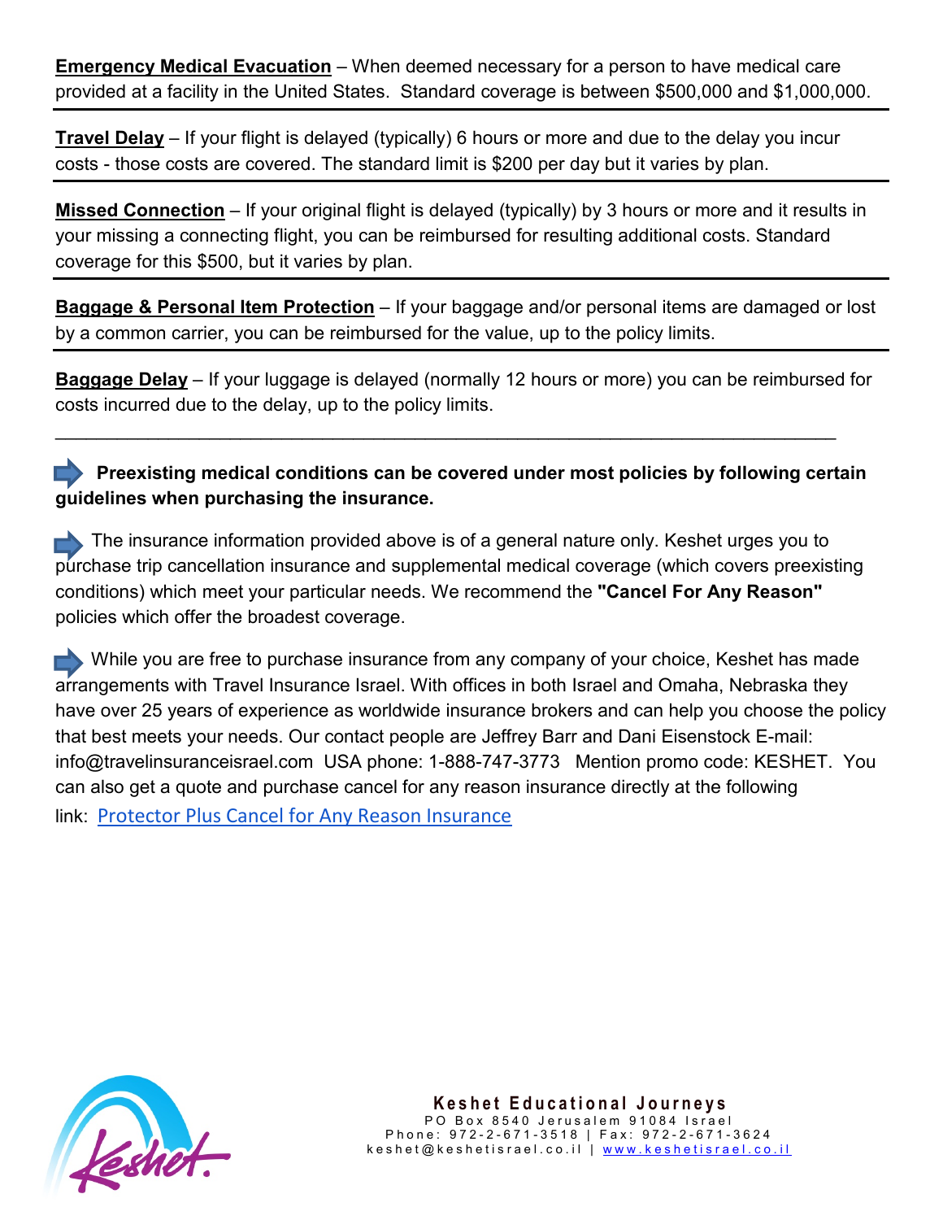**Emergency Medical Evacuation** – When deemed necessary for a person to have medical care provided at a facility in the United States. Standard coverage is between $500,000 and $1,000,000.

---

**Travel Delay** – If your flight is delayed (typically) 6 hours or more and due to the delay you incur costs - those costs are covered. The standard limit is $200 per day but it varies by plan.

---

**Missed Connection** – If your original flight is delayed (typically) by 3 hours or more and it results in your missing a connecting flight, you can be reimbursed for resulting additional costs. Standard coverage for this $500, but it varies by plan.

---

**Baggage & Personal Item Protection** – If your baggage and/or personal items are damaged or lost by a common carrier, you can be reimbursed for the value, up to the policy limits.

---

**Baggage Delay** – If your luggage is delayed (normally 12 hours or more) you can be reimbursed for costs incurred due to the delay, up to the policy limits.

---

➡ **Preexisting medical conditions can be covered under most policies by following certain guidelines when purchasing the insurance.**

➡ The insurance information provided above is of a general nature only. Keshet urges you to purchase trip cancellation insurance and supplemental medical coverage (which covers preexisting conditions) which meet your particular needs. We recommend the **"Cancel For Any Reason"** policies which offer the broadest coverage.

➡ While you are free to purchase insurance from any company of your choice, Keshet has made arrangements with Travel Insurance Israel. With offices in both Israel and Omaha, Nebraska they have over 25 years of experience as worldwide insurance brokers and can help you choose the policy that best meets your needs. Our contact people are Jeffrey Barr and Dani Eisenstock E-mail: info@travelinsuranceisrael.com USA phone: 1-888-747-3773 Mention promo code: KESHET. You can also get a quote and purchase cancel for any reason insurance directly at the following link: Protector Plus Cancel for Any Reason Insurance

**Keshet Educational Journeys**
PO Box 8540 Jerusalem 91084 Israel
Phone: 972-2-671-3518 | Fax: 972-2-671-3624
keshet@keshetisrael.co.il | www.keshetisrael.co.il